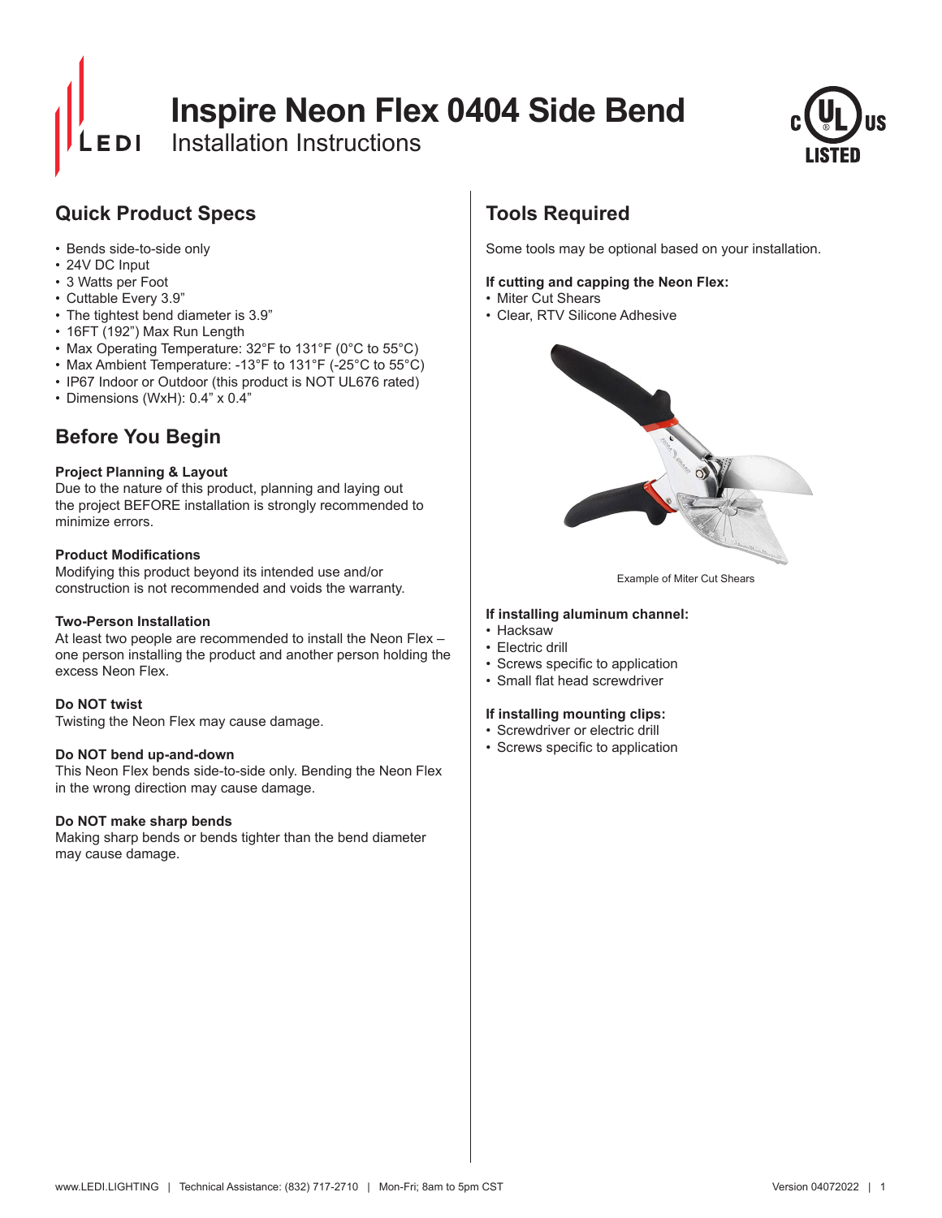# Inspire Neon Flex 0404 Side Bend

Installation Instructions

## Quick Product Specs

- Bends side-to-side only
- 24V DC Input
- 3 Watts per Foot
- Cuttable Every 3.9"
- The tightest bend diameter is 3.9"
- 16FT (192") Max Run Length
- Max Operating Temperature: 32°F to 131°F (0°C to 55°C)
- Max Ambient Temperature: -13°F to 131°F (-25°C to 55°C)
- IP67 Indoor or Outdoor (this product is NOT UL676 rated)
- Dimensions (WxH): 0.4" x 0.4"

## Before You Begin

**Project Planning & Layout**
Due to the nature of this product, planning and laying out the project BEFORE installation is strongly recommended to minimize errors.

**Product Modifications**
Modifying this product beyond its intended use and/or construction is not recommended and voids the warranty.

**Two-Person Installation**
At least two people are recommended to install the Neon Flex – one person installing the product and another person holding the excess Neon Flex.

**Do NOT twist**
Twisting the Neon Flex may cause damage.

**Do NOT bend up-and-down**
This Neon Flex bends side-to-side only. Bending the Neon Flex in the wrong direction may cause damage.

**Do NOT make sharp bends**
Making sharp bends or bends tighter than the bend diameter may cause damage.

## Tools Required

Some tools may be optional based on your installation.

**If cutting and capping the Neon Flex:**
- Miter Cut Shears
- Clear, RTV Silicone Adhesive

Example of Miter Cut Shears

**If installing aluminum channel:**
- Hacksaw
- Electric drill
- Screws specific to application
- Small flat head screwdriver

**If installing mounting clips:**
- Screwdriver or electric drill
- Screws specific to application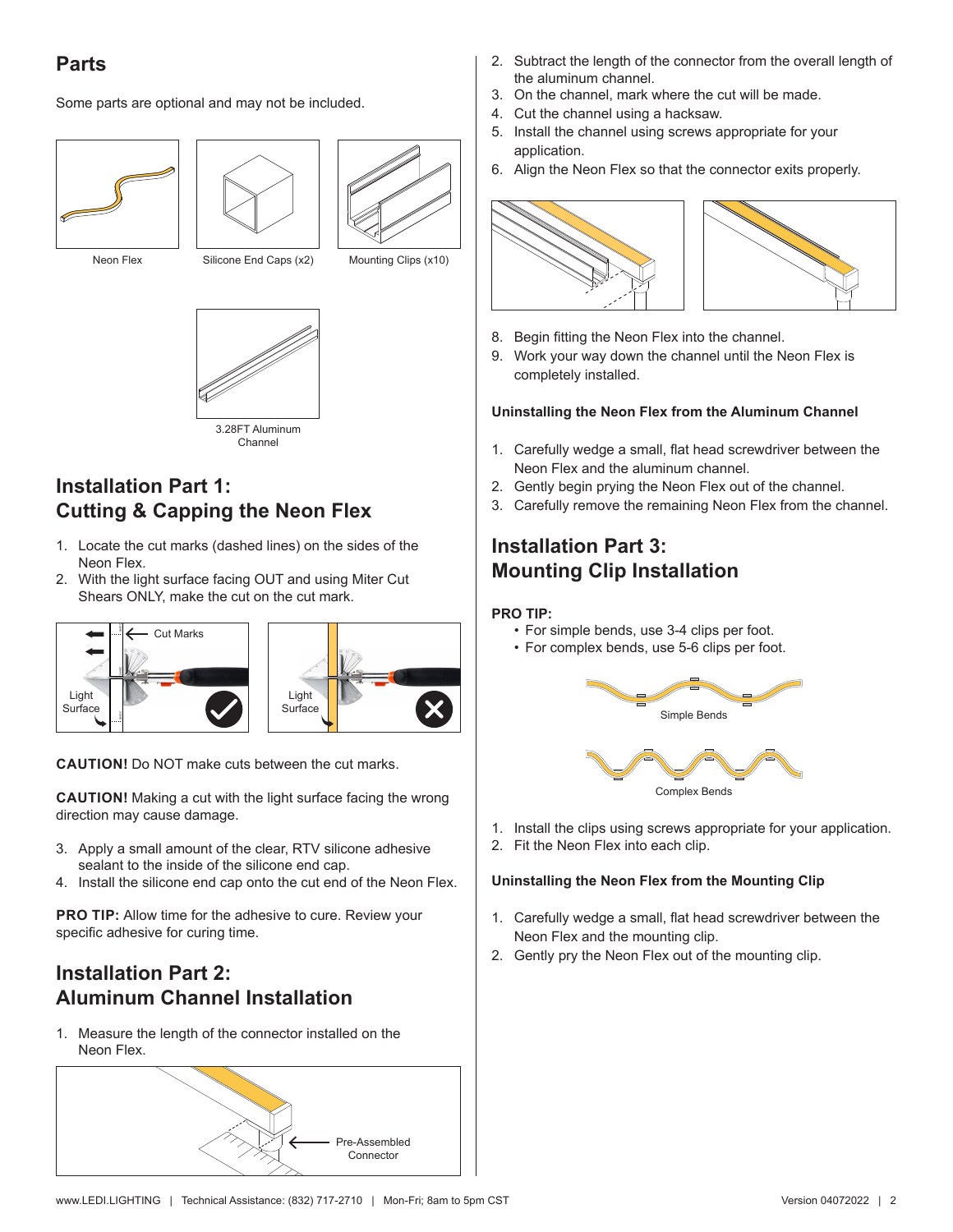## Parts

Some parts are optional and may not be included.

Neon Flex

Silicone End Caps (x2)

Mounting Clips (x10)

3.28FT Aluminum Channel

## Installation Part 1: Cutting & Capping the Neon Flex

1. Locate the cut marks (dashed lines) on the sides of the Neon Flex.
2. With the light surface facing OUT and using Miter Cut Shears ONLY, make the cut on the cut mark.

Cut Marks

Light Surface

Light Surface

**CAUTION!** Do NOT make cuts between the cut marks.

**CAUTION!** Making a cut with the light surface facing the wrong direction may cause damage.

3. Apply a small amount of the clear, RTV silicone adhesive sealant to the inside of the silicone end cap.
4. Install the silicone end cap onto the cut end of the Neon Flex.

**PRO TIP:** Allow time for the adhesive to cure. Review your specific adhesive for curing time.

## Installation Part 2: Aluminum Channel Installation

1. Measure the length of the connector installed on the Neon Flex.

Pre-Assembled Connector

2. Subtract the length of the connector from the overall length of the aluminum channel.
3. On the channel, mark where the cut will be made.
4. Cut the channel using a hacksaw.
5. Install the channel using screws appropriate for your application.
6. Align the Neon Flex so that the connector exits properly.

8. Begin fitting the Neon Flex into the channel.
9. Work your way down the channel until the Neon Flex is completely installed.

#### Uninstalling the Neon Flex from the Aluminum Channel

1. Carefully wedge a small, flat head screwdriver between the Neon Flex and the aluminum channel.
2. Gently begin prying the Neon Flex out of the channel.
3. Carefully remove the remaining Neon Flex from the channel.

## Installation Part 3: Mounting Clip Installation

**PRO TIP:**

- For simple bends, use 3-4 clips per foot.
- For complex bends, use 5-6 clips per foot.

Simple Bends

Complex Bends

1. Install the clips using screws appropriate for your application.
2. Fit the Neon Flex into each clip.

#### Uninstalling the Neon Flex from the Mounting Clip

1. Carefully wedge a small, flat head screwdriver between the Neon Flex and the mounting clip.
2. Gently pry the Neon Flex out of the mounting clip.

www.LEDI.LIGHTING | Technical Assistance: (832) 717-2710 | Mon-Fri; 8am to 5pm CST

Version 04072022